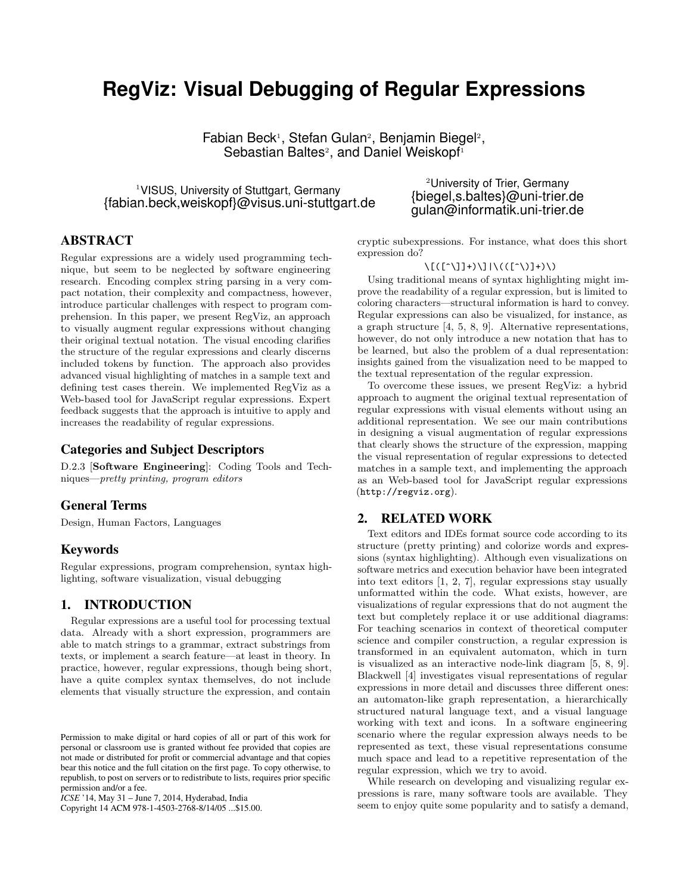# RegViz: Visual Debugging of Regular Expressions

Fabian Beck[1], Stefan Gulan[2], Benjamin Biegel[2], Sebastian Baltes[2], and Daniel Weiskopf[1]

[1]VISUS, University of Stuttgart, Germany
{fabian.beck,weiskopf}@visus.uni-stuttgart.de

[2]University of Trier, Germany
{biegel,s.baltes}@uni-trier.de
gulan@informatik.uni-trier.de

## ABSTRACT

Regular expressions are a widely used programming technique, but seem to be neglected by software engineering research. Encoding complex string parsing in a very compact notation, their complexity and compactness, however, introduce particular challenges with respect to program comprehension. In this paper, we present RegViz, an approach to visually augment regular expressions without changing their original textual notation. The visual encoding clarifies the structure of the regular expressions and clearly discerns included tokens by function. The approach also provides advanced visual highlighting of matches in a sample text and defining test cases therein. We implemented RegViz as a Web-based tool for JavaScript regular expressions. Expert feedback suggests that the approach is intuitive to apply and increases the readability of regular expressions.

### Categories and Subject Descriptors

D.2.3 [**Software Engineering**]: Coding Tools and Techniques—*pretty printing, program editors*

### General Terms

Design, Human Factors, Languages

### Keywords

Regular expressions, program comprehension, syntax highlighting, software visualization, visual debugging

## 1. INTRODUCTION

Regular expressions are a useful tool for processing textual data. Already with a short expression, programmers are able to match strings to a grammar, extract substrings from texts, or implement a search feature—at least in theory. In practice, however, regular expressions, though being short, have a quite complex syntax themselves, do not include elements that visually structure the expression, and contain cryptic subexpressions. For instance, what does this short expression do?

```
\[([^\]]+)\]|\(([^\)]+)\)
```

Using traditional means of syntax highlighting might improve the readability of a regular expression, but is limited to coloring characters—structural information is hard to convey. Regular expressions can also be visualized, for instance, as a graph structure [4, 5, 8, 9]. Alternative representations, however, do not only introduce a new notation that has to be learned, but also the problem of a dual representation: insights gained from the visualization need to be mapped to the textual representation of the regular expression.

To overcome these issues, we present RegViz: a hybrid approach to augment the original textual representation of regular expressions with visual elements without using an additional representation. We see our main contributions in designing a visual augmentation of regular expressions that clearly shows the structure of the expression, mapping the visual representation of regular expressions to detected matches in a sample text, and implementing the approach as an Web-based tool for JavaScript regular expressions (http://regviz.org).

## 2. RELATED WORK

Text editors and IDEs format source code according to its structure (pretty printing) and colorize words and expressions (syntax highlighting). Although even visualizations on software metrics and execution behavior have been integrated into text editors [1, 2, 7], regular expressions stay usually unformatted within the code. What exists, however, are visualizations of regular expressions that do not augment the text but completely replace it or use additional diagrams: For teaching scenarios in context of theoretical computer science and compiler construction, a regular expression is transformed in an equivalent automaton, which in turn is visualized as an interactive node-link diagram [5, 8, 9]. Blackwell [4] investigates visual representations of regular expressions in more detail and discusses three different ones: an automaton-like graph representation, a hierarchically structured natural language text, and a visual language working with text and icons. In a software engineering scenario where the regular expression always needs to be represented as text, these visual representations consume much space and lead to a repetitive representation of the regular expression, which we try to avoid.

While research on developing and visualizing regular expressions is rare, many software tools are available. They seem to enjoy quite some popularity and to satisfy a demand,

Permission to make digital or hard copies of all or part of this work for personal or classroom use is granted without fee provided that copies are not made or distributed for profit or commercial advantage and that copies bear this notice and the full citation on the first page. To copy otherwise, to republish, to post on servers or to redistribute to lists, requires prior specific permission and/or a fee.
*ICSE* '14, May 31 – June 7, 2014, Hyderabad, India
Copyright 14 ACM 978-1-4503-2768-8/14/05 ...$15.00.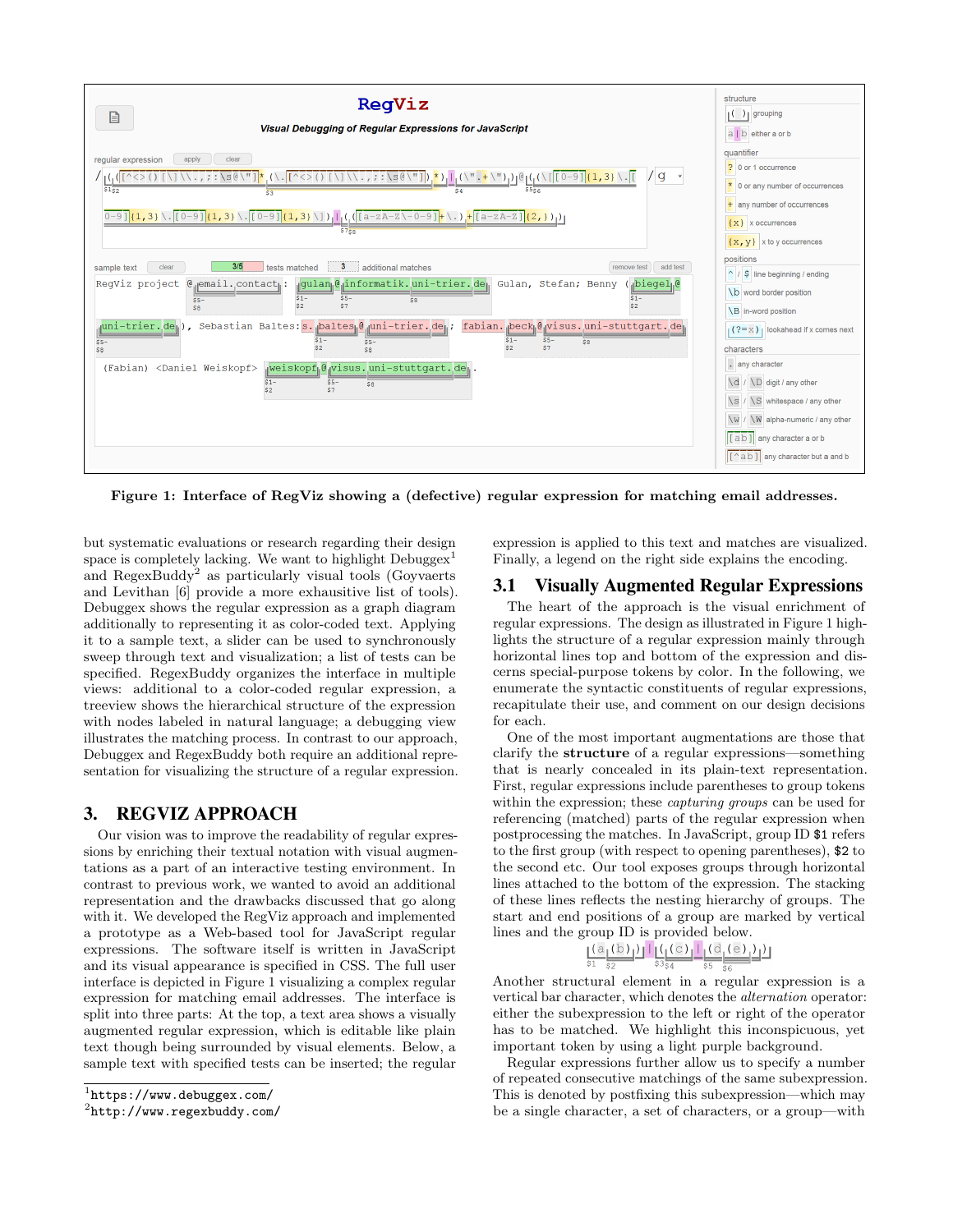**Figure 1: Interface of RegViz showing a (defective) regular expression for matching email addresses.**

but systematic evaluations or research regarding their design space is completely lacking. We want to highlight Debuggex[1] and RegexBuddy[2] as particularly visual tools (Goyvaerts and Levithan [6] provide a more exhaustive list of tools). Debuggex shows the regular expression as a graph diagram additionally to representing it as color-coded text. Applying it to a sample text, a slider can be used to synchronously sweep through text and visualization; a list of tests can be specified. RegexBuddy organizes the interface in multiple views: additional to a color-coded regular expression, a treeview shows the hierarchical structure of the expression with nodes labeled in natural language; a debugging view illustrates the matching process. In contrast to our approach, Debuggex and RegexBuddy both require an additional representation for visualizing the structure of a regular expression.

## 3. REGVIZ APPROACH

Our vision was to improve the readability of regular expressions by enriching their textual notation with visual augmentations as a part of an interactive testing environment. In contrast to previous work, we wanted to avoid an additional representation and the drawbacks discussed that go along with it. We developed the RegViz approach and implemented a prototype as a Web-based tool for JavaScript regular expressions. The software itself is written in JavaScript and its visual appearance is specified in CSS. The full user interface is depicted in Figure 1 visualizing a complex regular expression for matching email addresses. The interface is split into three parts: At the top, a text area shows a visually augmented regular expression, which is editable like plain text though being surrounded by visual elements. Below, a sample text with specified tests can be inserted; the regular expression is applied to this text and matches are visualized. Finally, a legend on the right side explains the encoding.

### 3.1 Visually Augmented Regular Expressions

The heart of the approach is the visual enrichment of regular expressions. The design as illustrated in Figure 1 highlights the structure of a regular expression mainly through horizontal lines top and bottom of the expression and discerns special-purpose tokens by color. In the following, we enumerate the syntactic constituents of regular expressions, recapitulate their use, and comment on our design decisions for each.

One of the most important augmentations are those that clarify the **structure** of a regular expressions—something that is nearly concealed in its plain-text representation. First, regular expressions include parentheses to group tokens within the expression; these *capturing groups* can be used for referencing (matched) parts of the regular expression when postprocessing the matches. In JavaScript, group ID `$1` refers to the first group (with respect to opening parentheses), `$2` to the second etc. Our tool exposes groups through horizontal lines attached to the bottom of the expression. The stacking of these lines reflects the nesting hierarchy of groups. The start and end positions of a group are marked by vertical lines and the group ID is provided below.

((a(b))|((c)|(d(e))))

Another structural element in a regular expression is a vertical bar character, which denotes the *alternation* operator: either the subexpression to the left or right of the operator has to be matched. We highlight this inconspicuous, yet important token by using a light purple background.

Regular expressions further allow us to specify a number of repeated consecutive matchings of the same subexpression. This is denoted by postfixing this subexpression—which may be a single character, a set of characters, or a group—with

[1] https://www.debuggex.com/

[2] http://www.regexbuddy.com/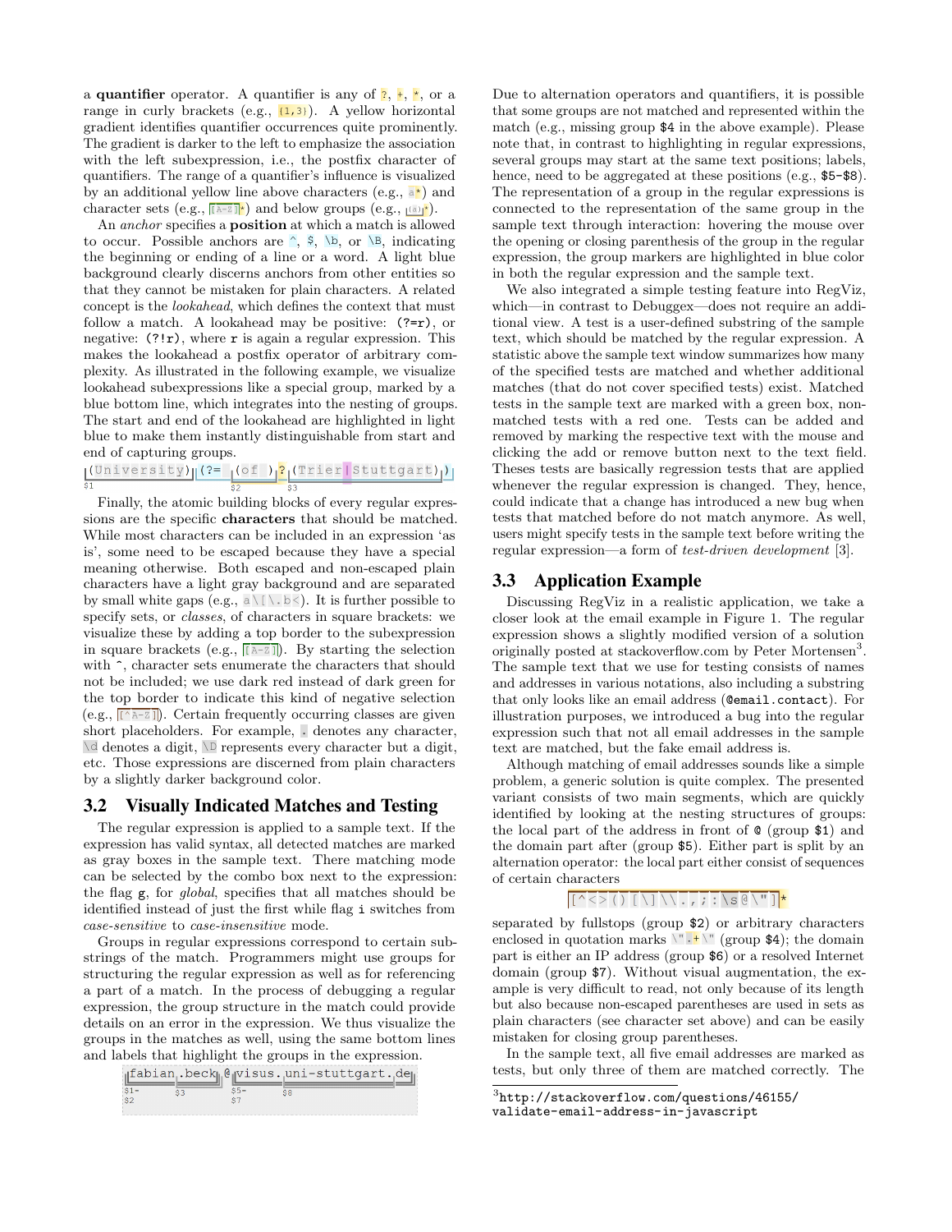a **quantifier** operator. A quantifier is any of ?, +, *, or a range in curly brackets (e.g., {1,3}). A yellow horizontal gradient identifies quantifier occurrences quite prominently. The gradient is darker to the left to emphasize the association with the left subexpression, i.e., the postfix character of quantifiers. The range of a quantifier's influence is visualized by an additional yellow line above characters (e.g., a*) and character sets (e.g., [A-Z]*) and below groups (e.g., (a)*).

An *anchor* specifies a **position** at which a match is allowed to occur. Possible anchors are ^, $, \b, or \B, indicating the beginning or ending of a line or a word. A light blue background clearly discerns anchors from other entities so that they cannot be mistaken for plain characters. A related concept is the *lookahead*, which defines the context that must follow a match. A lookahead may be positive: (?=r), or negative: (?!r), where r is again a regular expression. This makes the lookahead a postfix operator of arbitrary complexity. As illustrated in the following example, we visualize lookahead subexpressions like a special group, marked by a blue bottom line, which integrates into the nesting of groups. The start and end of the lookahead are highlighted in light blue to make them instantly distinguishable from start and end of capturing groups.

(University)(?= (of )?(Trier|Stuttgart))
$1 $2 $3

Finally, the atomic building blocks of every regular expressions are the specific **characters** that should be matched. While most characters can be included in an expression 'as is', some need to be escaped because they have a special meaning otherwise. Both escaped and non-escaped plain characters have a light gray background and are separated by small white gaps (e.g., a\[\.b<). It is further possible to specify sets, or *classes*, of characters in square brackets: we visualize these by adding a top border to the subexpression in square brackets (e.g., [A-Z]). By starting the selection with ^, character sets enumerate the characters that should not be included; we use dark red instead of dark green for the top border to indicate this kind of negative selection (e.g., [^A-Z]). Certain frequently occurring classes are given short placeholders. For example, . denotes any character, \d denotes a digit, \D represents every character but a digit, etc. Those expressions are discerned from plain characters by a slightly darker background color.

## 3.2 Visually Indicated Matches and Testing

The regular expression is applied to a sample text. If the expression has valid syntax, all detected matches are marked as gray boxes in the sample text. There matching mode can be selected by the combo box next to the expression: the flag g, for *global*, specifies that all matches should be identified instead of just the first while flag i switches from *case-sensitive* to *case-insensitive* mode.

Groups in regular expressions correspond to certain substrings of the match. Programmers might use groups for structuring the regular expression as well as for referencing a part of a match. In the process of debugging a regular expression, the group structure in the match could provide details on an error in the expression. We thus visualize the groups in the matches as well, using the same bottom lines and labels that highlight the groups in the expression.

fabian.beck@visus.uni-stuttgart.de
$1- $3 $5- $8
$2 $7

Due to alternation operators and quantifiers, it is possible that some groups are not matched and represented within the match (e.g., missing group $4 in the above example). Please note that, in contrast to highlighting in regular expressions, several groups may start at the same text positions; labels, hence, need to be aggregated at these positions (e.g., $5-$8). The representation of a group in the regular expressions is connected to the representation of the same group in the sample text through interaction: hovering the mouse over the opening or closing parenthesis of the group in the regular expression, the group markers are highlighted in blue color in both the regular expression and the sample text.

We also integrated a simple testing feature into RegViz, which—in contrast to Debuggex—does not require an additional view. A test is a user-defined substring of the sample text, which should be matched by the regular expression. A statistic above the sample text window summarizes how many of the specified tests are matched and whether additional matches (that do not cover specified tests) exist. Matched tests in the sample text are marked with a green box, non-matched tests with a red one. Tests can be added and removed by marking the respective text with the mouse and clicking the add or remove button next to the text field. Theses tests are basically regression tests that are applied whenever the regular expression is changed. They, hence, could indicate that a change has introduced a new bug when tests that matched before do not match anymore. As well, users might specify tests in the sample text before writing the regular expression—a form of *test-driven development* [3].

## 3.3 Application Example

Discussing RegViz in a realistic application, we take a closer look at the email example in Figure 1. The regular expression shows a slightly modified version of a solution originally posted at stackoverflow.com by Peter Mortensen[3]. The sample text that we use for testing consists of names and addresses in various notations, also including a substring that only looks like an email address (@email.contact). For illustration purposes, we introduced a bug into the regular expression such that not all email addresses in the sample text are matched, but the fake email address is.

Although matching of email addresses sounds like a simple problem, a generic solution is quite complex. The presented variant consists of two main segments, which are quickly identified by looking at the nesting structures of groups: the local part of the address in front of @ (group $1) and the domain part after (group $5). Either part is split by an alternation operator: the local part either consist of sequences of certain characters

[^<>()[\]\\.,;:\s@\"]*

separated by fullstops (group $2) or arbitrary characters enclosed in quotation marks \".+\" (group $4); the domain part is either an IP address (group $6) or a resolved Internet domain (group $7). Without visual augmentation, the example is very difficult to read, not only because of its length but also because non-escaped parentheses are used in sets as plain characters (see character set above) and can be easily mistaken for closing group parentheses.

In the sample text, all five email addresses are marked as tests, but only three of them are matched correctly. The

[3] http://stackoverflow.com/questions/46155/validate-email-address-in-javascript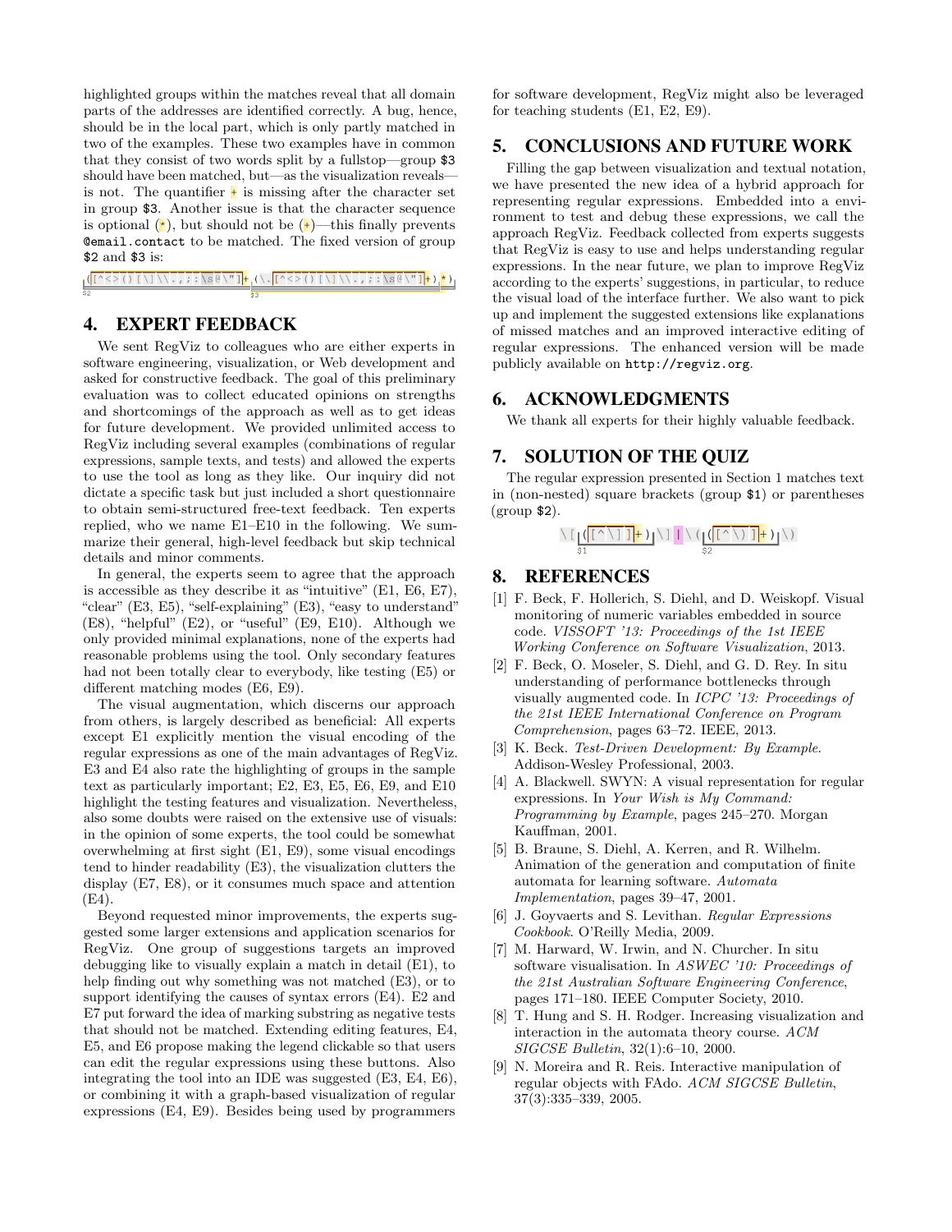highlighted groups within the matches reveal that all domain parts of the addresses are identified correctly. A bug, hence, should be in the local part, which is only partly matched in two of the examples. These two examples have in common that they consist of two words split by a fullstop—group $3 should have been matched, but—as the visualization reveals—is not. The quantifier + is missing after the character set in group $3. Another issue is that the character sequence is optional (*), but should not be (+)—this finally prevents @email.contact to be matched. The fixed version of group $2 and $3 is:

```
([^<>()[\]\\.,;:\s@\"]+(\.[^<>()[\]\\.,;:\s@\"]+)*)
 $2                     $3
```

## 4. EXPERT FEEDBACK

We sent RegViz to colleagues who are either experts in software engineering, visualization, or Web development and asked for constructive feedback. The goal of this preliminary evaluation was to collect educated opinions on strengths and shortcomings of the approach as well as to get ideas for future development. We provided unlimited access to RegViz including several examples (combinations of regular expressions, sample texts, and tests) and allowed the experts to use the tool as long as they like. Our inquiry did not dictate a specific task but just included a short questionnaire to obtain semi-structured free-text feedback. Ten experts replied, who we name E1–E10 in the following. We summarize their general, high-level feedback but skip technical details and minor comments.

In general, the experts seem to agree that the approach is accessible as they describe it as "intuitive" (E1, E6, E7), "clear" (E3, E5), "self-explaining" (E3), "easy to understand" (E8), "helpful" (E2), or "useful" (E9, E10). Although we only provided minimal explanations, none of the experts had reasonable problems using the tool. Only secondary features had not been totally clear to everybody, like testing (E5) or different matching modes (E6, E9).

The visual augmentation, which discerns our approach from others, is largely described as beneficial: All experts except E1 explicitly mention the visual encoding of the regular expressions as one of the main advantages of RegViz. E3 and E4 also rate the highlighting of groups in the sample text as particularly important; E2, E3, E5, E6, E9, and E10 highlight the testing features and visualization. Nevertheless, also some doubts were raised on the extensive use of visuals: in the opinion of some experts, the tool could be somewhat overwhelming at first sight (E1, E9), some visual encodings tend to hinder readability (E3), the visualization clutters the display (E7, E8), or it consumes much space and attention (E4).

Beyond requested minor improvements, the experts suggested some larger extensions and application scenarios for RegViz. One group of suggestions targets an improved debugging like to visually explain a match in detail (E1), to help finding out why something was not matched (E3), or to support identifying the causes of syntax errors (E4). E2 and E7 put forward the idea of marking substring as negative tests that should not be matched. Extending editing features, E4, E5, and E6 propose making the legend clickable so that users can edit the regular expressions using these buttons. Also integrating the tool into an IDE was suggested (E3, E4, E6), or combining it with a graph-based visualization of regular expressions (E4, E9). Besides being used by programmers for software development, RegViz might also be leveraged for teaching students (E1, E2, E9).

## 5. CONCLUSIONS AND FUTURE WORK

Filling the gap between visualization and textual notation, we have presented the new idea of a hybrid approach for representing regular expressions. Embedded into a environment to test and debug these expressions, we call the approach RegViz. Feedback collected from experts suggests that RegViz is easy to use and helps understanding regular expressions. In the near future, we plan to improve RegViz according to the experts' suggestions, in particular, to reduce the visual load of the interface further. We also want to pick up and implement the suggested extensions like explanations of missed matches and an improved interactive editing of regular expressions. The enhanced version will be made publicly available on http://regviz.org.

## 6. ACKNOWLEDGMENTS

We thank all experts for their highly valuable feedback.

## 7. SOLUTION OF THE QUIZ

The regular expression presented in Section 1 matches text in (non-nested) square brackets (group $1) or parentheses (group $2).

```
\[([^\]]+)\]|\(([^\)]+)\)
   $1           $2
```

## 8. REFERENCES

[1] F. Beck, F. Hollerich, S. Diehl, and D. Weiskopf. Visual monitoring of numeric variables embedded in source code. *VISSOFT '13: Proceedings of the 1st IEEE Working Conference on Software Visualization*, 2013.

[2] F. Beck, O. Moseler, S. Diehl, and G. D. Rey. In situ understanding of performance bottlenecks through visually augmented code. In *ICPC '13: Proceedings of the 21st IEEE International Conference on Program Comprehension*, pages 63–72. IEEE, 2013.

[3] K. Beck. *Test-Driven Development: By Example*. Addison-Wesley Professional, 2003.

[4] A. Blackwell. SWYN: A visual representation for regular expressions. In *Your Wish is My Command: Programming by Example*, pages 245–270. Morgan Kauffman, 2001.

[5] B. Braune, S. Diehl, A. Kerren, and R. Wilhelm. Animation of the generation and computation of finite automata for learning software. *Automata Implementation*, pages 39–47, 2001.

[6] J. Goyvaerts and S. Levithan. *Regular Expressions Cookbook*. O'Reilly Media, 2009.

[7] M. Harward, W. Irwin, and N. Churcher. In situ software visualisation. In *ASWEC '10: Proceedings of the 21st Australian Software Engineering Conference*, pages 171–180. IEEE Computer Society, 2010.

[8] T. Hung and S. H. Rodger. Increasing visualization and interaction in the automata theory course. *ACM SIGCSE Bulletin*, 32(1):6–10, 2000.

[9] N. Moreira and R. Reis. Interactive manipulation of regular objects with FAdo. *ACM SIGCSE Bulletin*, 37(3):335–339, 2005.